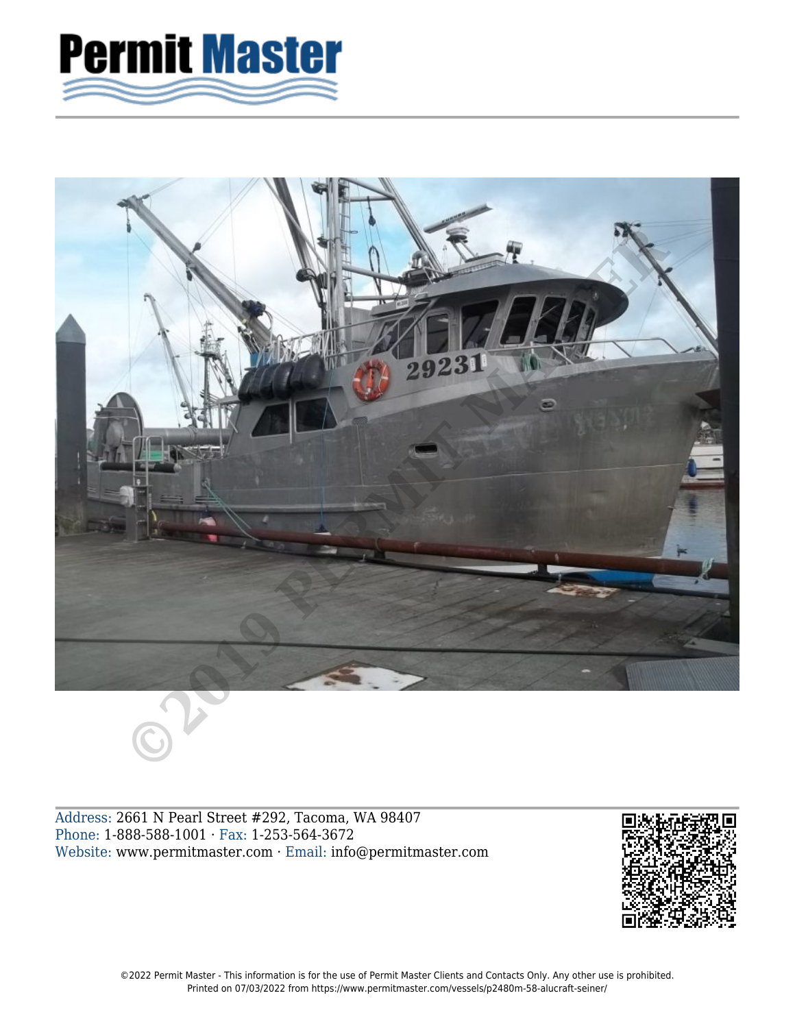Permit Master

Address: 2661 N Pearl Street #292, Tacoma, WA 98407
Phone: 1-888-588-1001 · Fax: 1-253-564-3672
Website: www.permitmaster.com · Email: info@permitmaster.com

©2022 Permit Master - This information is for the use of Permit Master Clients and Contacts Only. Any other use is prohibited.
Printed on 07/03/2022 from https://www.permitmaster.com/vessels/p2480m-58-alucraft-seiner/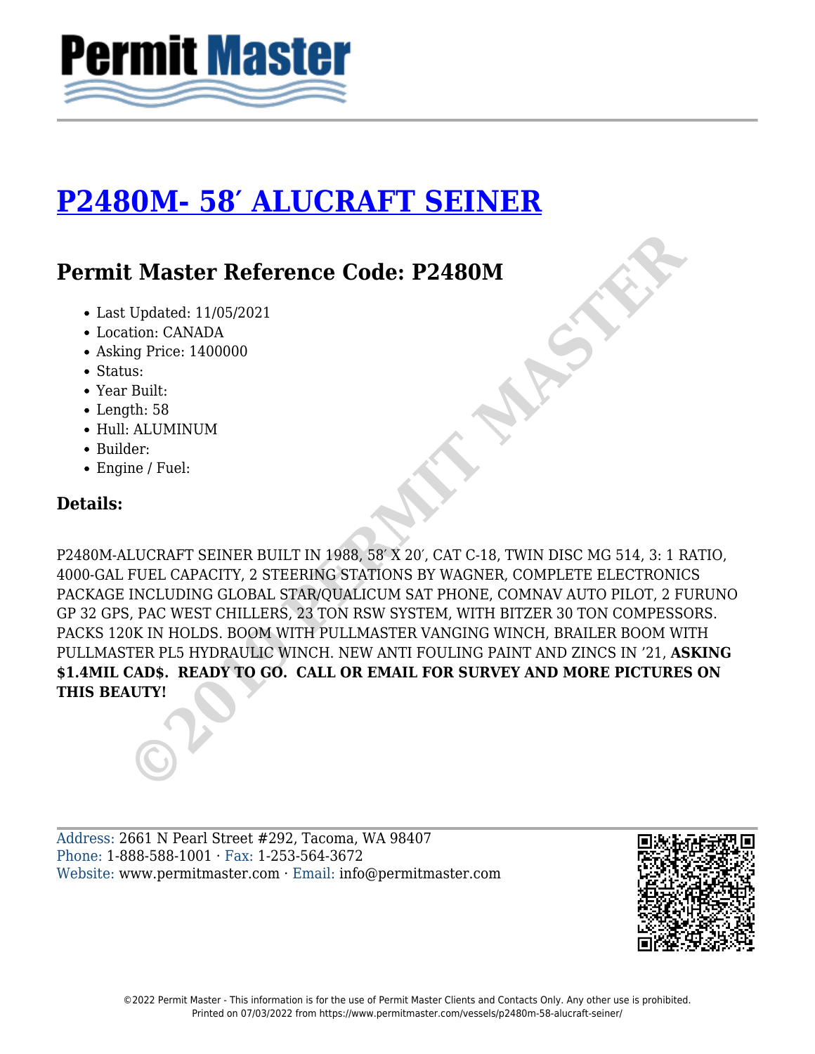Permit Master

# [P2480M- 58′ ALUCRAFT SEINER](https://www.permitmaster.com/vessels/p2480m-58-alucraft-seiner/)

## Permit Master Reference Code: P2480M

- Last Updated: 11/05/2021
- Location: CANADA
- Asking Price: 1400000
- Status:
- Year Built:
- Length: 58
- Hull: ALUMINUM
- Builder:
- Engine / Fuel:

### Details:

P2480M-ALUCRAFT SEINER BUILT IN 1988, 58′ X 20′, CAT C-18, TWIN DISC MG 514, 3: 1 RATIO, 4000-GAL FUEL CAPACITY, 2 STEERING STATIONS BY WAGNER, COMPLETE ELECTRONICS PACKAGE INCLUDING GLOBAL STAR/QUALICUM SAT PHONE, COMNAV AUTO PILOT, 2 FURUNO GP 32 GPS, PAC WEST CHILLERS, 23 TON RSW SYSTEM, WITH BITZER 30 TON COMPESSORS. PACKS 120K IN HOLDS. BOOM WITH PULLMASTER VANGING WINCH, BRAILER BOOM WITH PULLMASTER PL5 HYDRAULIC WINCH. NEW ANTI FOULING PAINT AND ZINCS IN '21, **ASKING $1.4MIL CAD$. READY TO GO. CALL OR EMAIL FOR SURVEY AND MORE PICTURES ON THIS BEAUTY!**

Address: 2661 N Pearl Street #292, Tacoma, WA 98407
Phone: 1-888-588-1001 · Fax: 1-253-564-3672
Website: www.permitmaster.com · Email: info@permitmaster.com

©2022 Permit Master - This information is for the use of Permit Master Clients and Contacts Only. Any other use is prohibited.
Printed on 07/03/2022 from https://www.permitmaster.com/vessels/p2480m-58-alucraft-seiner/